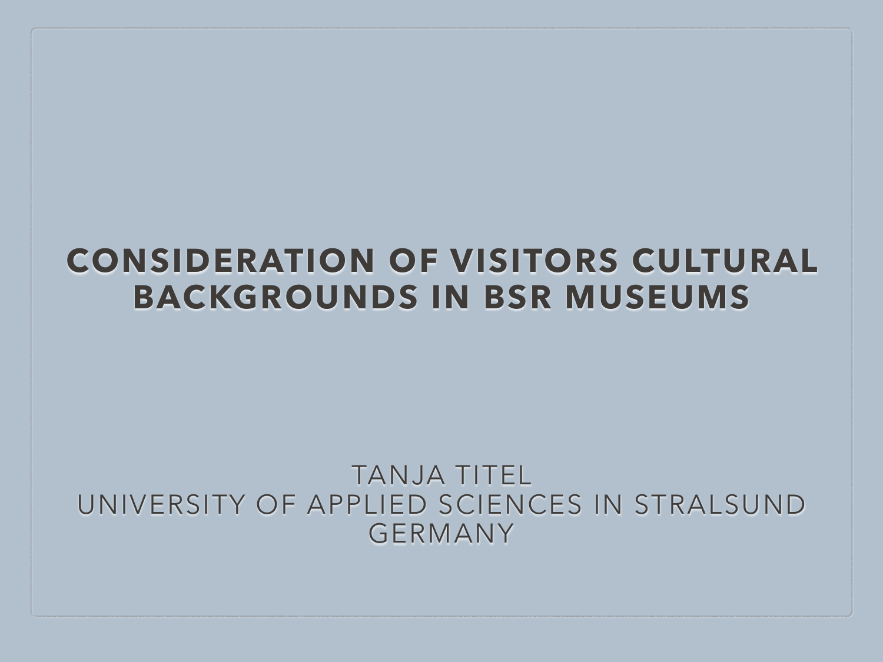# CONSIDERATION OF VISITORS CULTURAL BACKGROUNDS IN BSR MUSEUMS

TANJA TITEL
UNIVERSITY OF APPLIED SCIENCES IN STRALSUND
GERMANY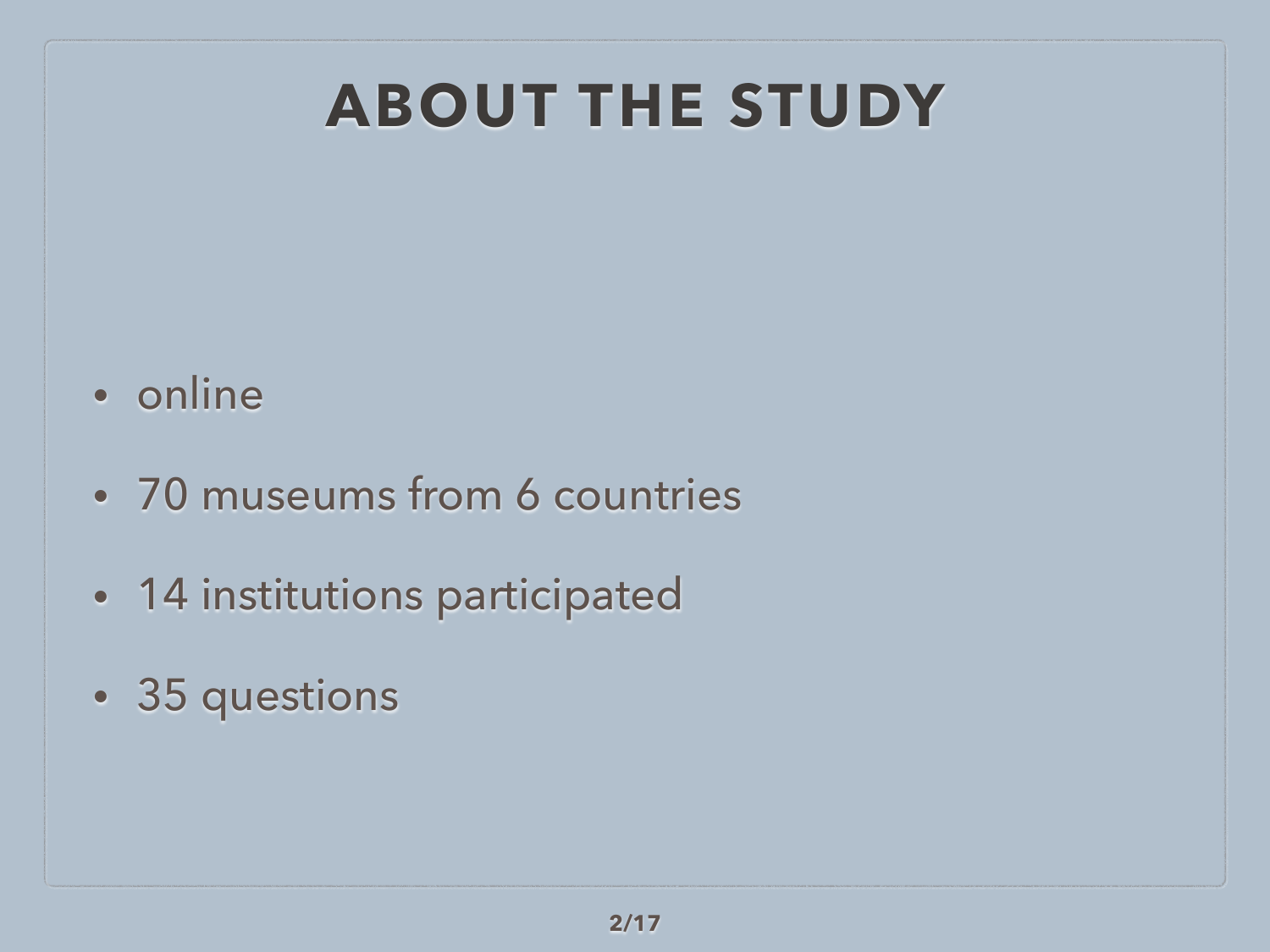# ABOUT THE STUDY

- online
- 70 museums from 6 countries
- 14 institutions participated
- 35 questions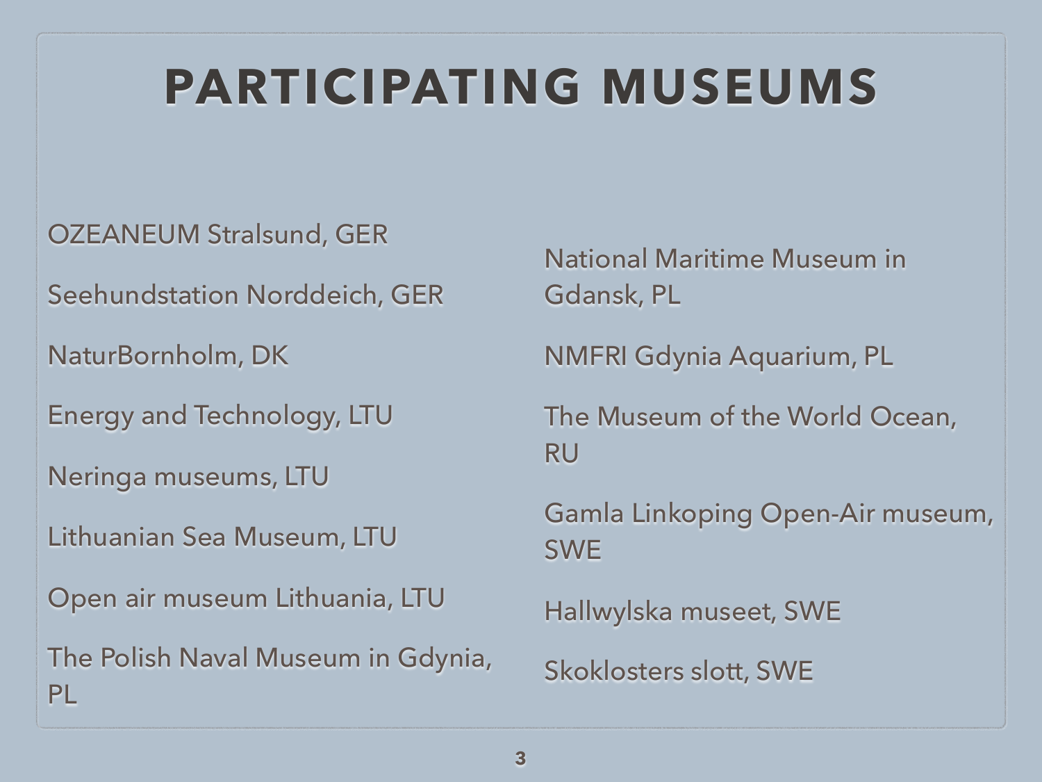# PARTICIPATING MUSEUMS

- OZEANEUM Stralsund, GER
- Seehundstation Norddeich, GER
- NaturBornholm, DK
- Energy and Technology, LTU
- Neringa museums, LTU
- Lithuanian Sea Museum, LTU
- Open air museum Lithuania, LTU
- The Polish Naval Museum in Gdynia, PL
- National Maritime Museum in Gdansk, PL
- NMFRI Gdynia Aquarium, PL
- The Museum of the World Ocean, RU
- Gamla Linkoping Open-Air museum, SWE
- Hallwylska museet, SWE
- Skoklosters slott, SWE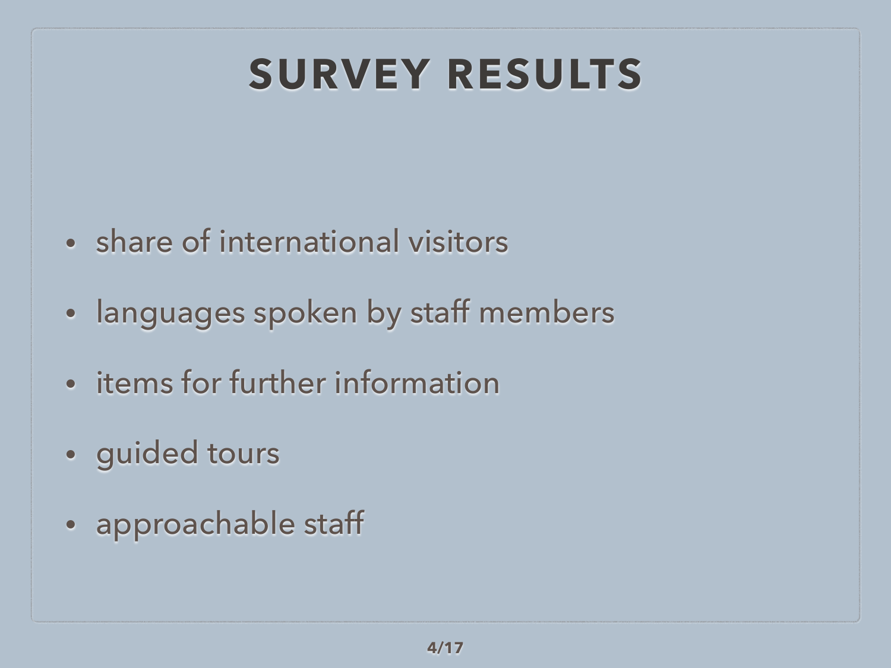# SURVEY RESULTS

- share of international visitors
- languages spoken by staff members
- items for further information
- guided tours
- approachable staff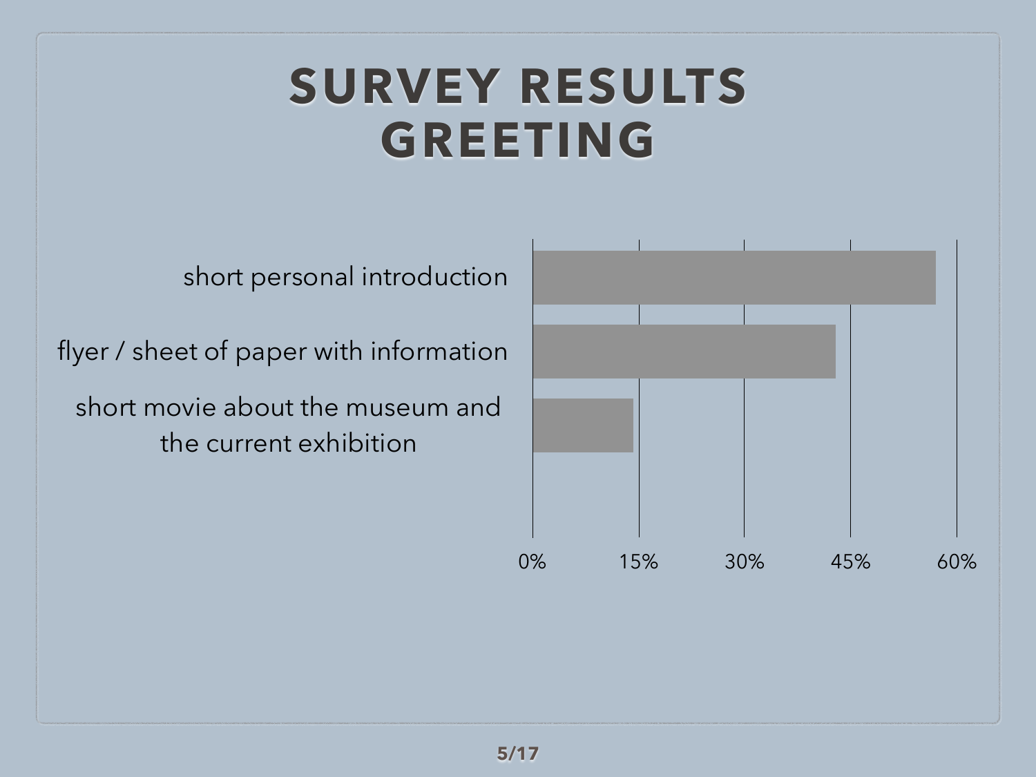# SURVEY RESULTS GREETING

short personal introduction

flyer / sheet of paper with information

short movie about the museum and the current exhibition

0% 15% 30% 45% 60%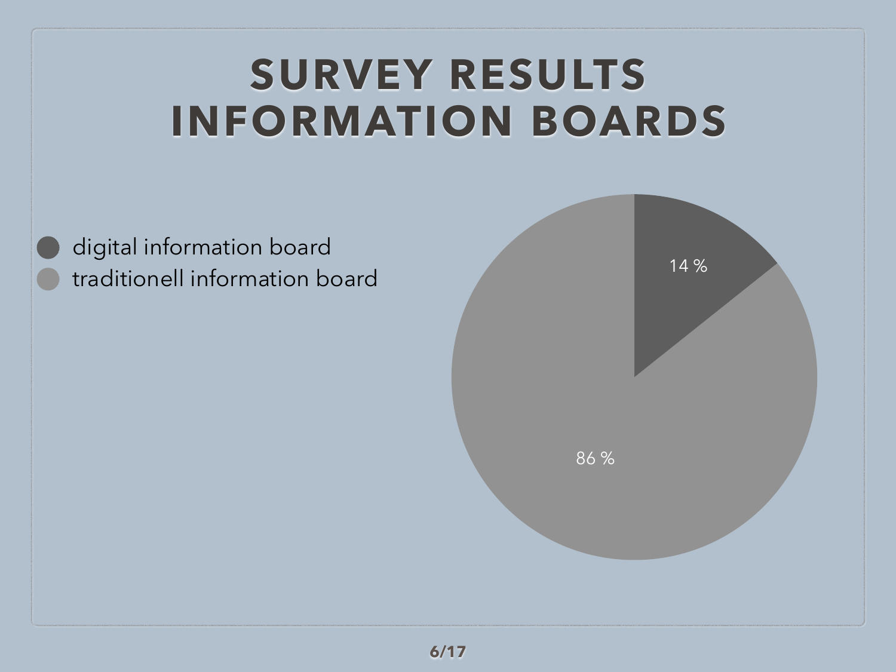# SURVEY RESULTS
# INFORMATION BOARDS

- digital information board
- traditionell information board

14 %

86 %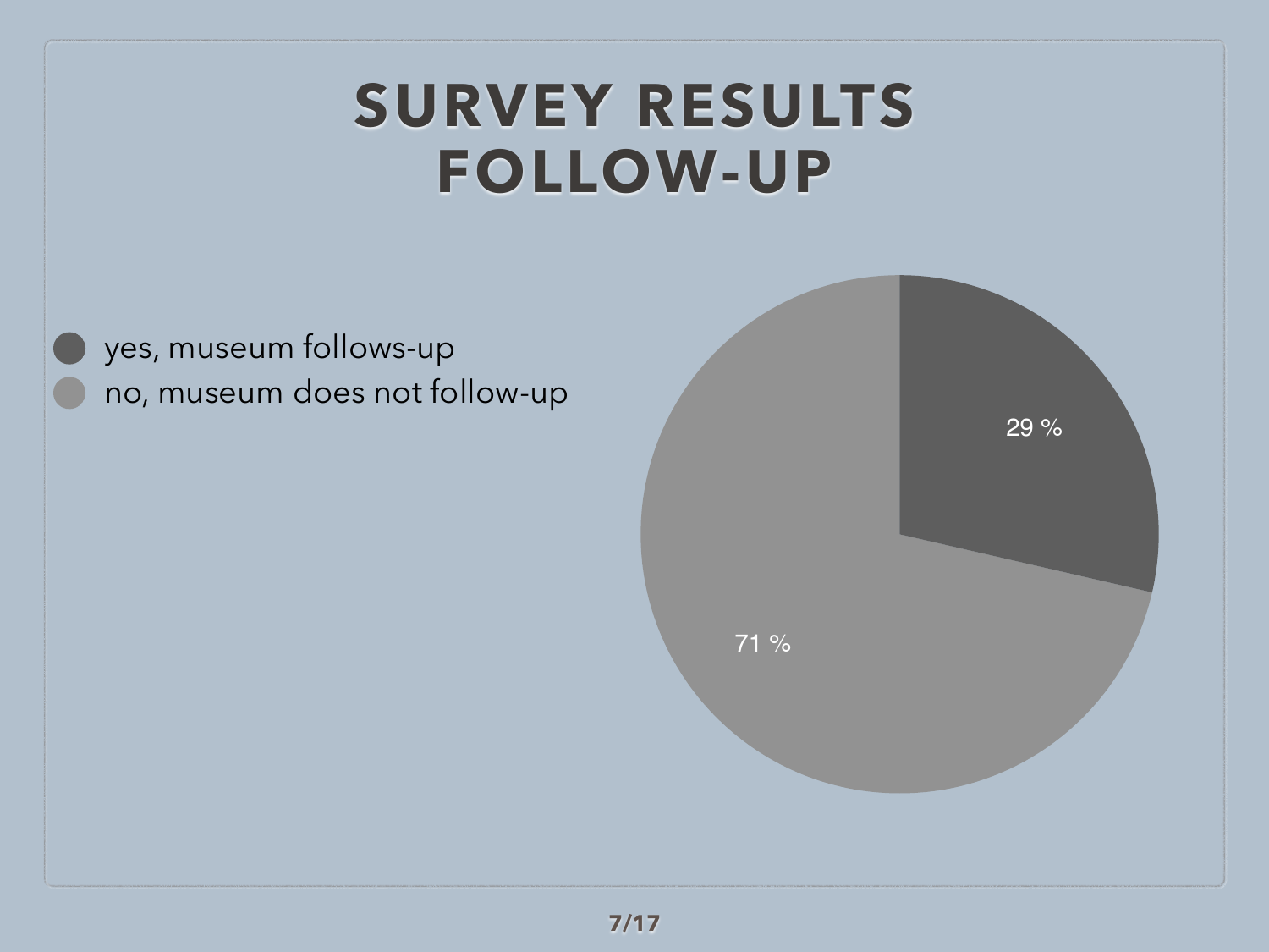# SURVEY RESULTS FOLLOW-UP

- yes, museum follows-up
- no, museum does not follow-up

29 %

71 %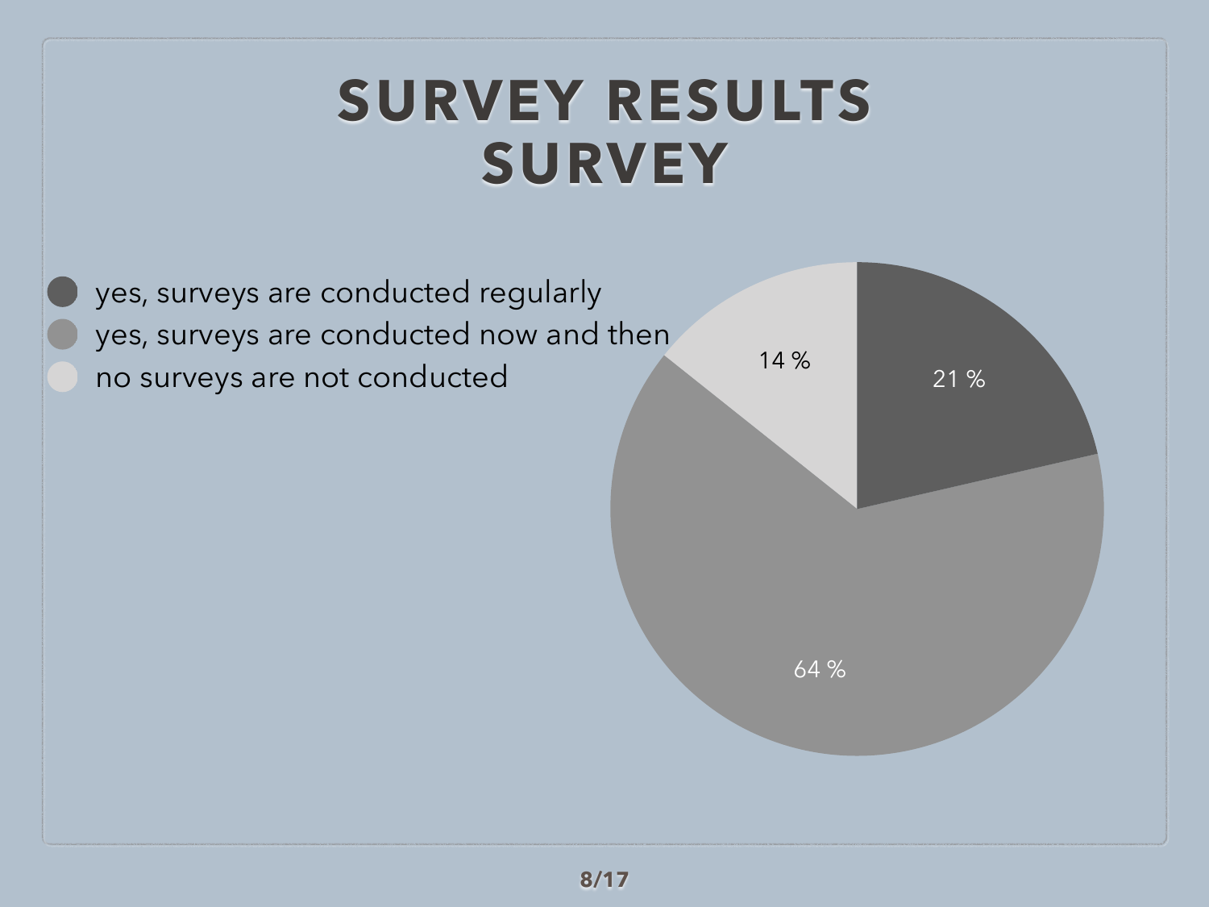# SURVEY RESULTS SURVEY

- yes, surveys are conducted regularly
- yes, surveys are conducted now and then
- no surveys are not conducted

| Response | Percentage |
|---|---|
| yes, surveys are conducted regularly | 21 % |
| yes, surveys are conducted now and then | 64 % |
| no surveys are not conducted | 14 % |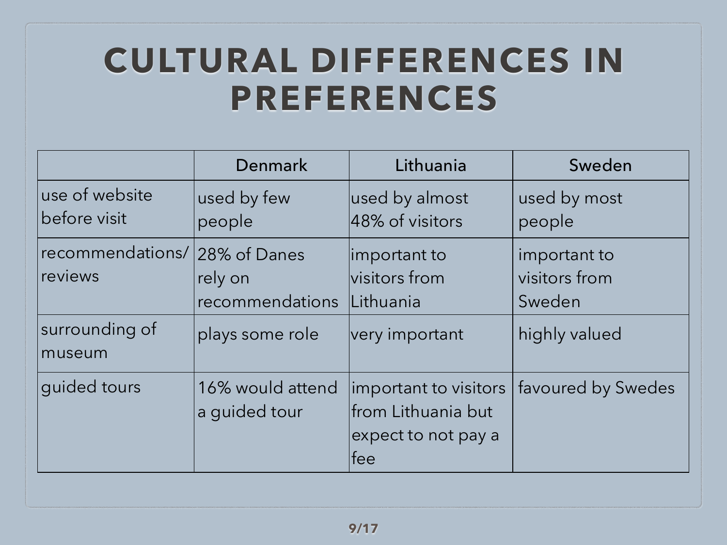# CULTURAL DIFFERENCES IN PREFERENCES

| | Denmark | Lithuania | Sweden |
|---|---|---|---|
| use of website before visit | used by few people | used by almost 48% of visitors | used by most people |
| recommendations/ reviews | 28% of Danes rely on recommendations | important to visitors from Lithuania | important to visitors from Sweden |
| surrounding of museum | plays some role | very important | highly valued |
| guided tours | 16% would attend a guided tour | important to visitors from Lithuania but expect to not pay a fee | favoured by Swedes |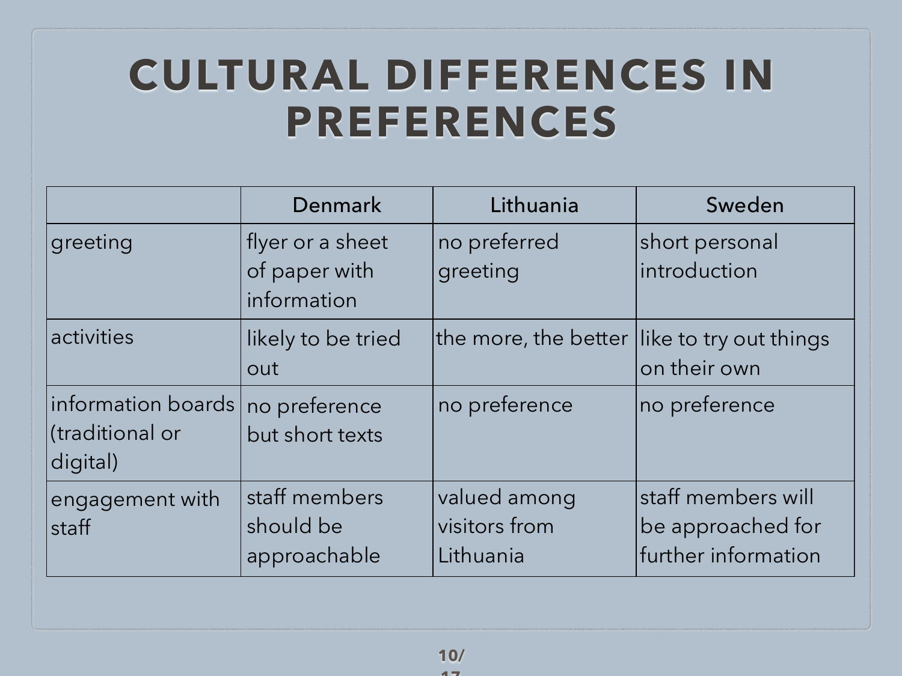# CULTURAL DIFFERENCES IN PREFERENCES

| | Denmark | Lithuania | Sweden |
|---|---|---|---|
| greeting | flyer or a sheet of paper with information | no preferred greeting | short personal introduction |
| activities | likely to be tried out | the more, the better | like to try out things on their own |
| information boards (traditional or digital) | no preference but short texts | no preference | no preference |
| engagement with staff | staff members should be approachable | valued among visitors from Lithuania | staff members will be approached for further information |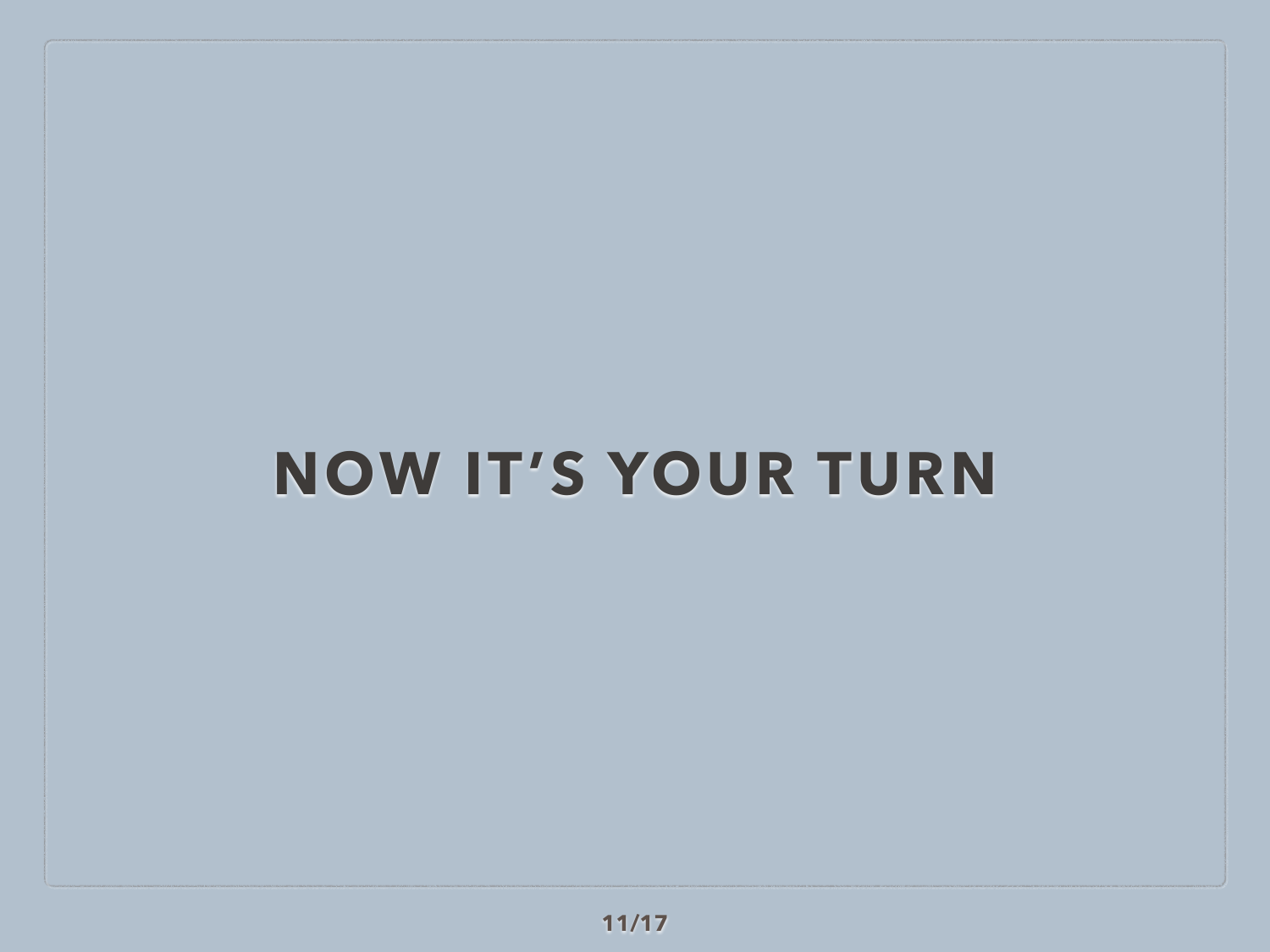# NOW IT'S YOUR TURN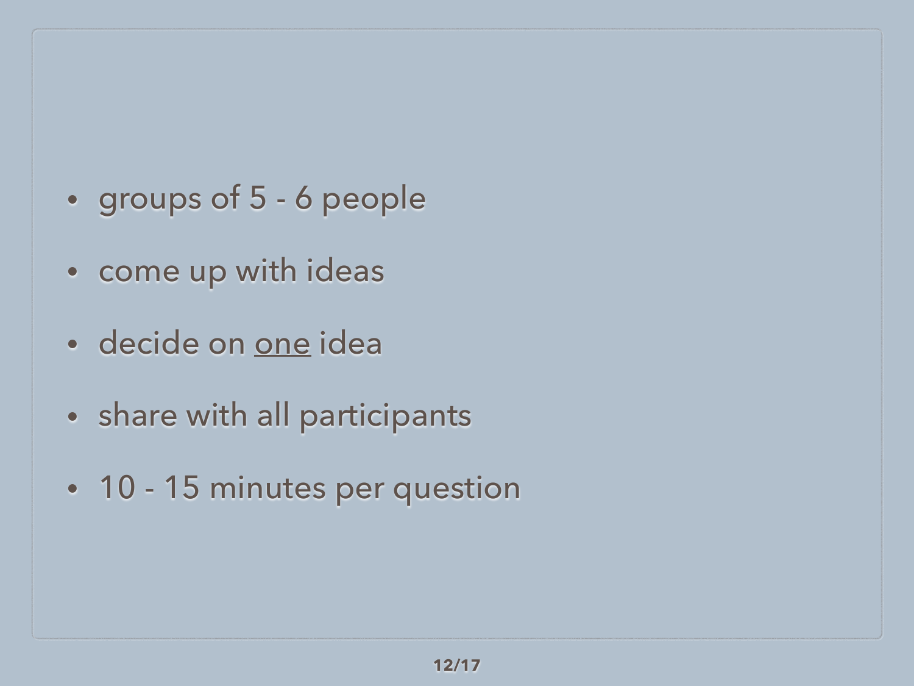- groups of 5 - 6 people
- come up with ideas
- decide on <u>one</u> idea
- share with all participants
- 10 - 15 minutes per question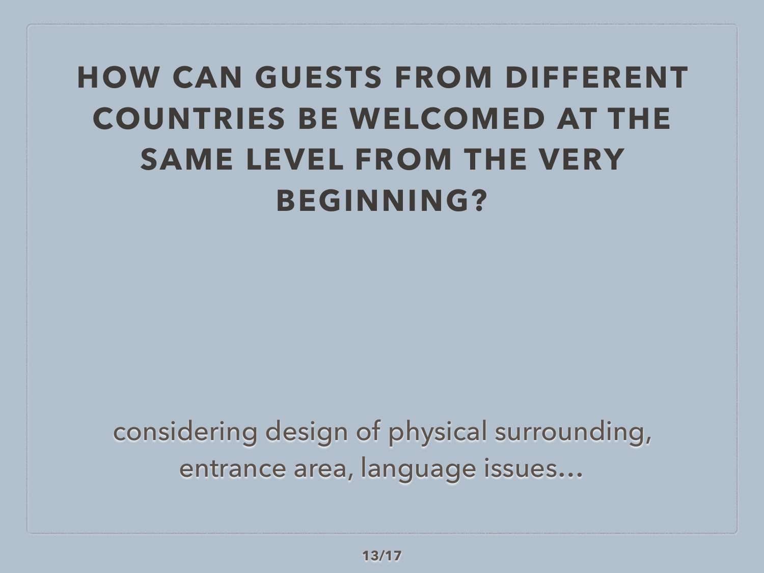# HOW CAN GUESTS FROM DIFFERENT COUNTRIES BE WELCOMED AT THE SAME LEVEL FROM THE VERY BEGINNING?

considering design of physical surrounding, entrance area, language issues…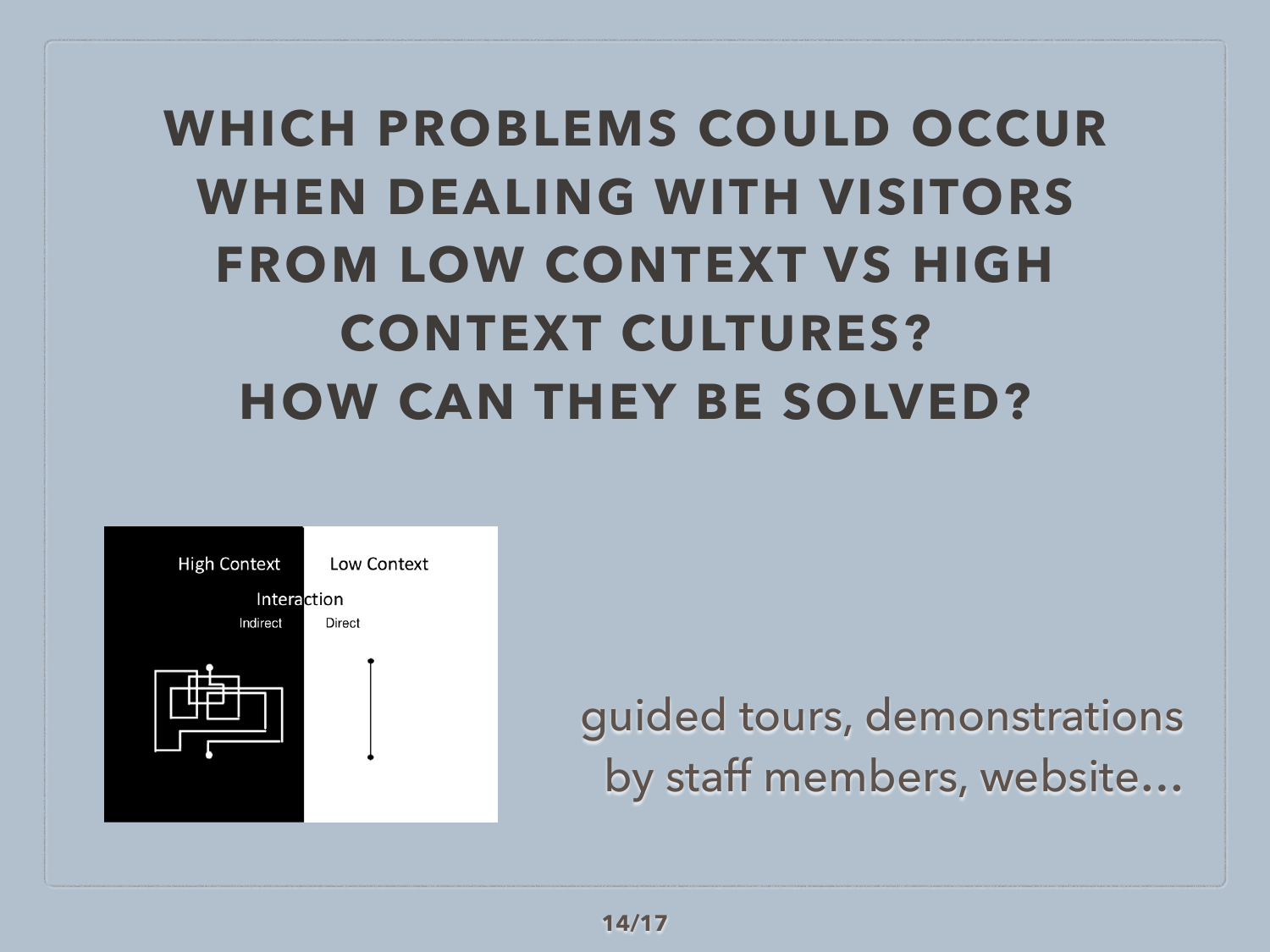# WHICH PROBLEMS COULD OCCUR WHEN DEALING WITH VISITORS FROM LOW CONTEXT VS HIGH CONTEXT CULTURES? HOW CAN THEY BE SOLVED?

High Context | Low Context

Interaction

Indirect | Direct

guided tours, demonstrations by staff members, website…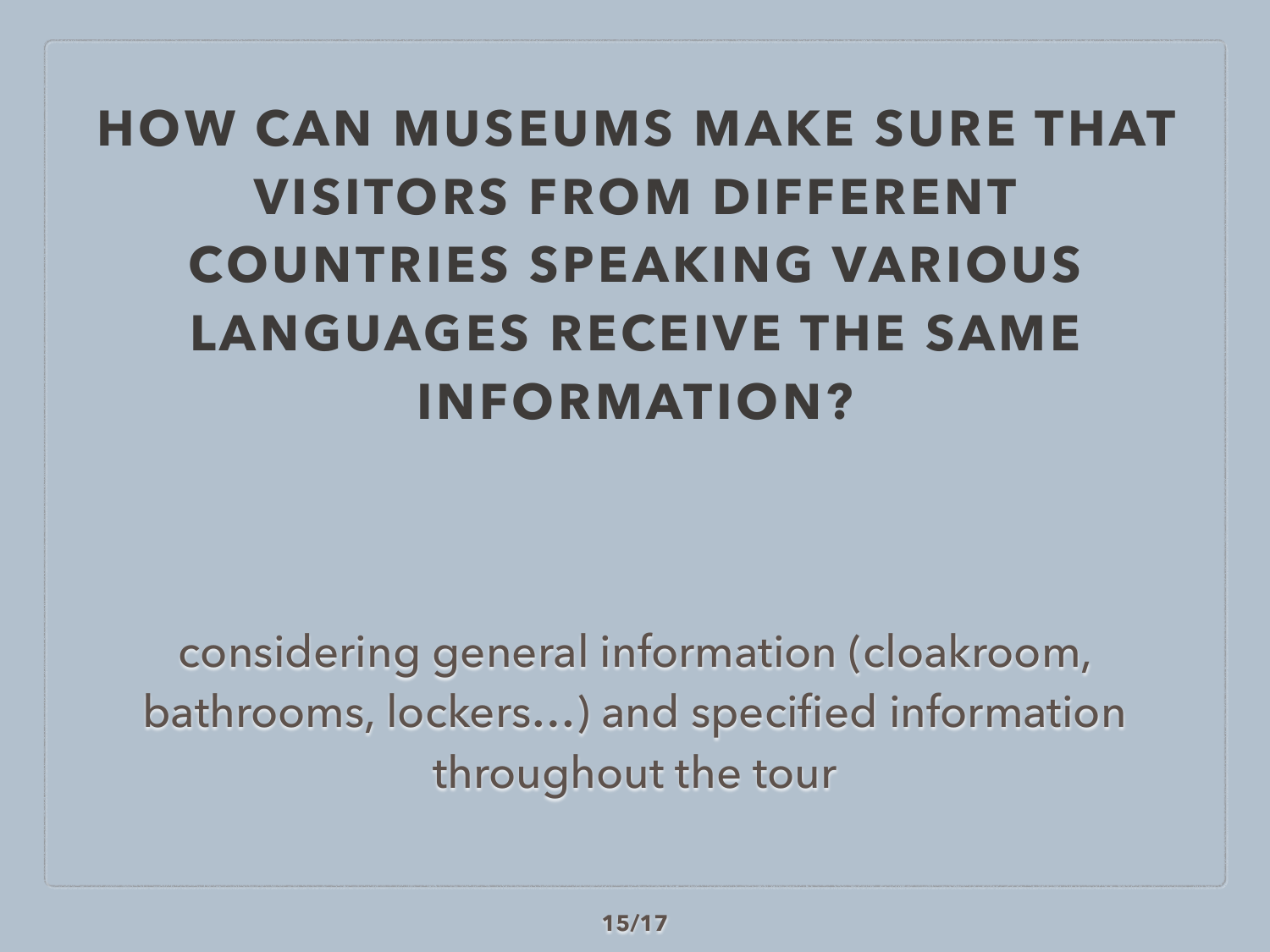# HOW CAN MUSEUMS MAKE SURE THAT VISITORS FROM DIFFERENT COUNTRIES SPEAKING VARIOUS LANGUAGES RECEIVE THE SAME INFORMATION?

considering general information (cloakroom, bathrooms, lockers…) and specified information throughout the tour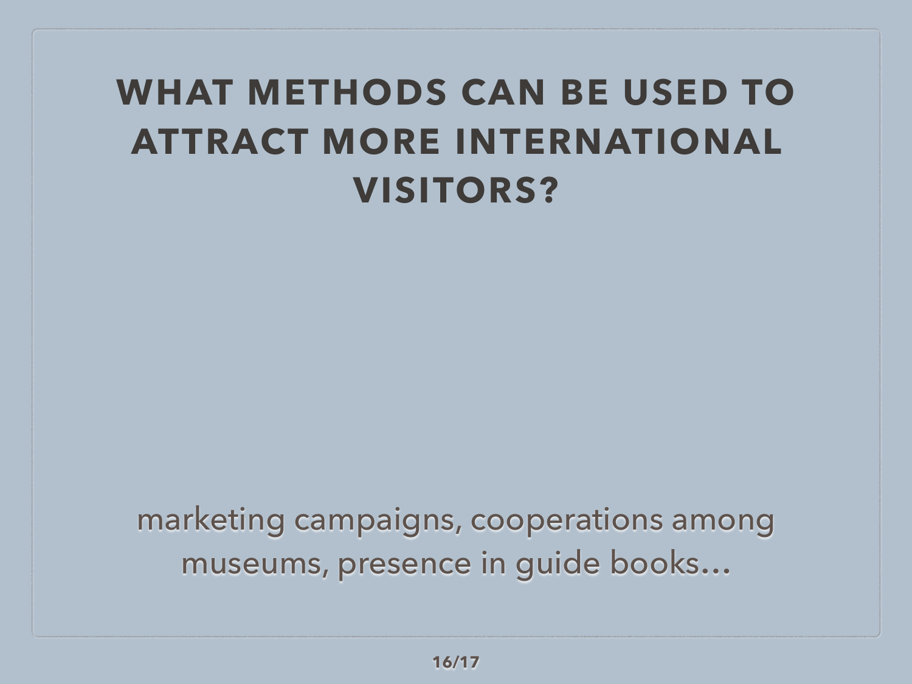# WHAT METHODS CAN BE USED TO ATTRACT MORE INTERNATIONAL VISITORS?

marketing campaigns, cooperations among museums, presence in guide books…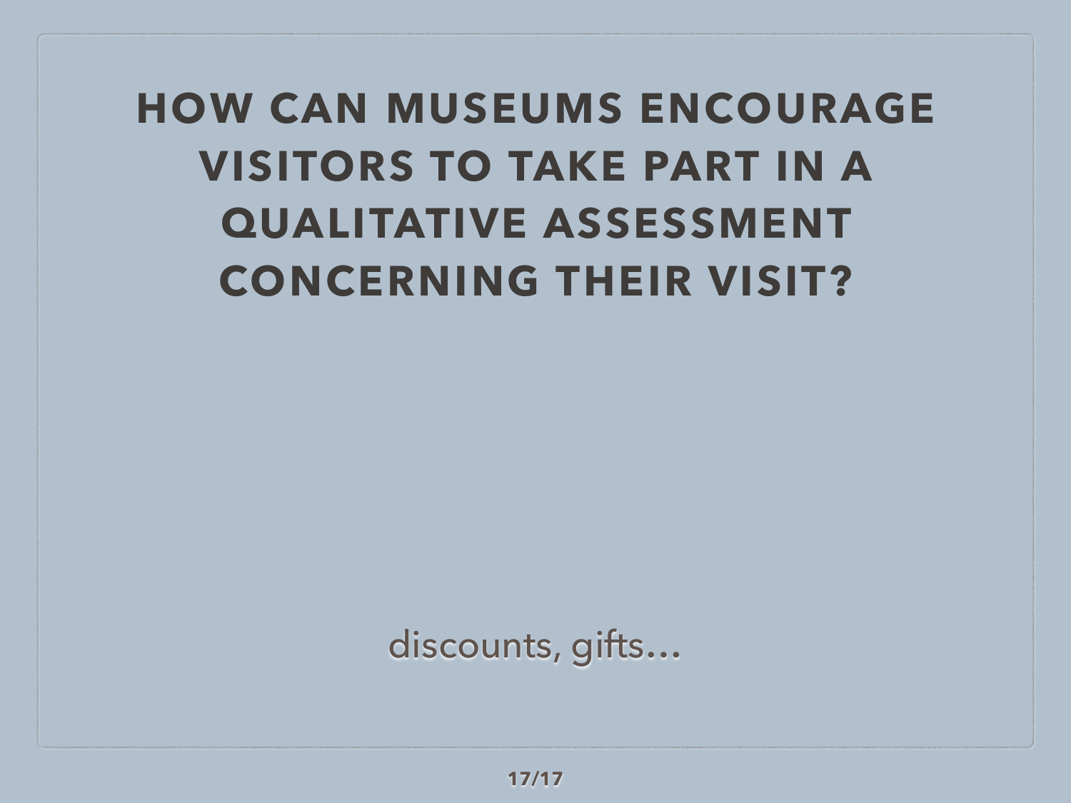# HOW CAN MUSEUMS ENCOURAGE VISITORS TO TAKE PART IN A QUALITATIVE ASSESSMENT CONCERNING THEIR VISIT?

discounts, gifts…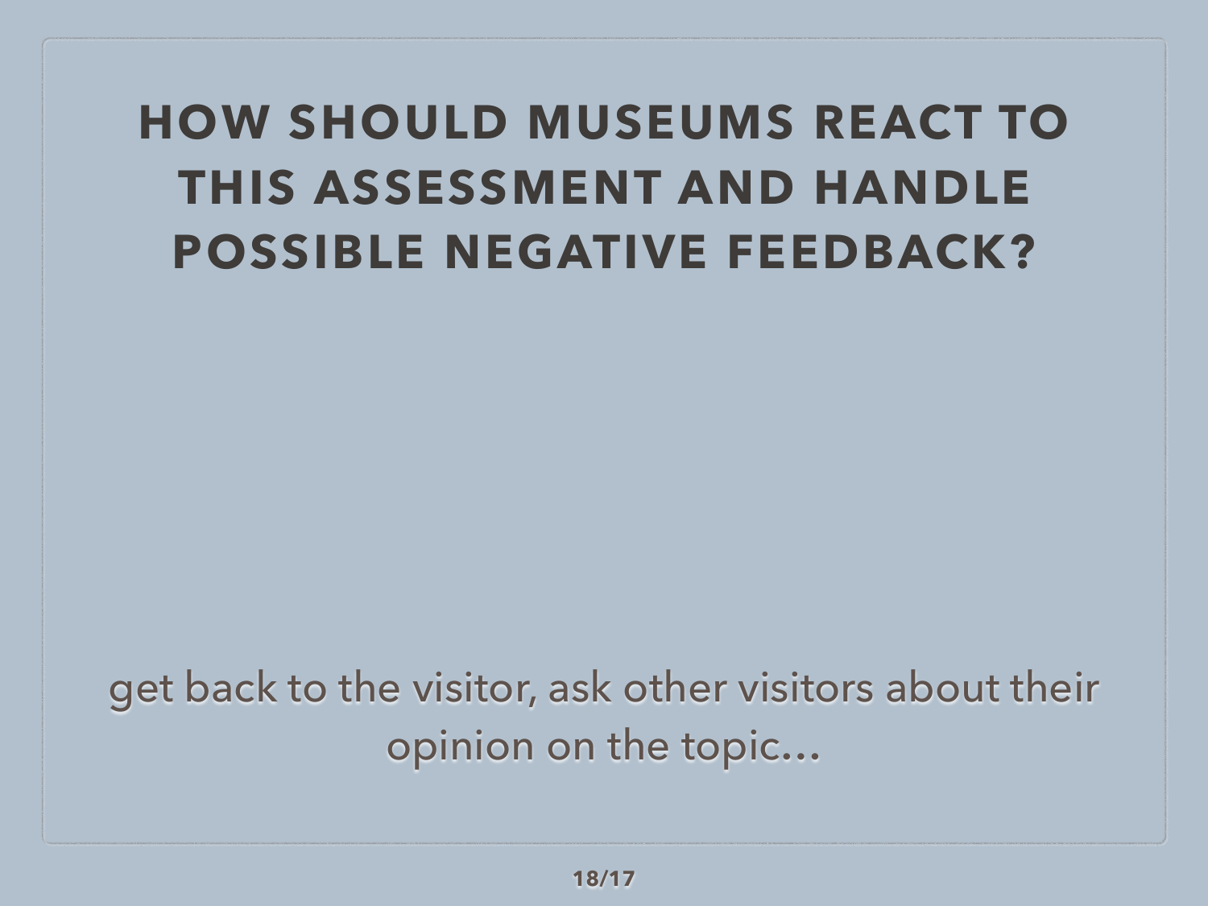# HOW SHOULD MUSEUMS REACT TO THIS ASSESSMENT AND HANDLE POSSIBLE NEGATIVE FEEDBACK?

get back to the visitor, ask other visitors about their opinion on the topic…